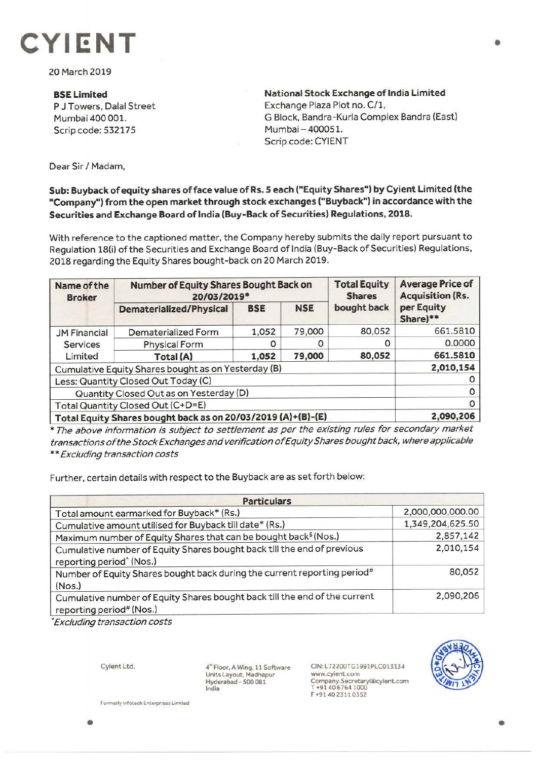# CYIENT

20 March 2019

**BSE Limited**
P J Towers, Dalal Street
Mumbai 400 001.
Scrip code: 532175

**National Stock Exchange of India Limited**
Exchange Plaza Plot no. C/1,
G Block, Bandra-Kurla Complex Bandra (East)
Mumbai – 400051.
Scrip code: CYIENT

Dear Sir / Madam,

**Sub: Buyback of equity shares of face value of Rs. 5 each ("Equity Shares") by Cyient Limited (the "Company") from the open market through stock exchanges ("Buyback") in accordance with the Securities and Exchange Board of India (Buy-Back of Securities) Regulations, 2018.**

With reference to the captioned matter, the Company hereby submits the daily report pursuant to Regulation 18(i) of the Securities and Exchange Board of India (Buy-Back of Securities) Regulations, 2018 regarding the Equity Shares bought-back on 20 March 2019.

| Name of the Broker | Number of Equity Shares Bought Back on 20/03/2019* | | | Total Equity Shares bought back | Average Price of Acquisition (Rs. per Equity Share)** |
|---|---|---|---|---|---|
| | Dematerialized/Physical | BSE | NSE | | |
| JM Financial Services Limited | Dematerialized Form | 1,052 | 79,000 | 80,052 | 661.5810 |
| | Physical Form | 0 | 0 | 0 | 0.0000 |
| | **Total (A)** | **1,052** | **79,000** | **80,052** | **661.5810** |
| Cumulative Equity Shares bought as on Yesterday (B) | | | | | **2,010,154** |
| Less: Quantity Closed Out Today (C) | | | | | 0 |
| Quantity Closed Out as on Yesterday (D) | | | | | 0 |
| Total Quantity Closed Out (C+D=E) | | | | | 0 |
| **Total Equity Shares bought back as on 20/03/2019 (A)+(B)-(E)** | | | | | **2,090,206** |

*\* The above information is subject to settlement as per the existing rules for secondary market transactions of the Stock Exchanges and verification of Equity Shares bought back, where applicable*
*\*\* Excluding transaction costs*

Further, certain details with respect to the Buyback are as set forth below:

| Particulars | |
|---|---|
| Total amount earmarked for Buyback* (Rs.) | 2,000,000,000.00 |
| Cumulative amount utilised for Buyback till date* (Rs.) | 1,349,204,625.50 |
| Maximum number of Equity Shares that can be bought back$ (Nos.) | 2,857,142 |
| Cumulative number of Equity Shares bought back till the end of previous reporting period^ (Nos.) | 2,010,154 |
| Number of Equity Shares bought back during the current reporting period# (Nos.) | 80,052 |
| Cumulative number of Equity Shares bought back till the end of the current reporting period# (Nos.) | 2,090,206 |

*\*Excluding transaction costs*

Cyient Ltd.

4th Floor, A Wing, 11 Software Units Layout, Madhapur
Hyderabad - 500 081
India

CIN: L72200TG1991PLC013134
www.cyient.com
Company.Secretary@cyient.com
T +91 40 6764 1000
F +91 40 2311 0352

Formerly Infotech Enterprises Limited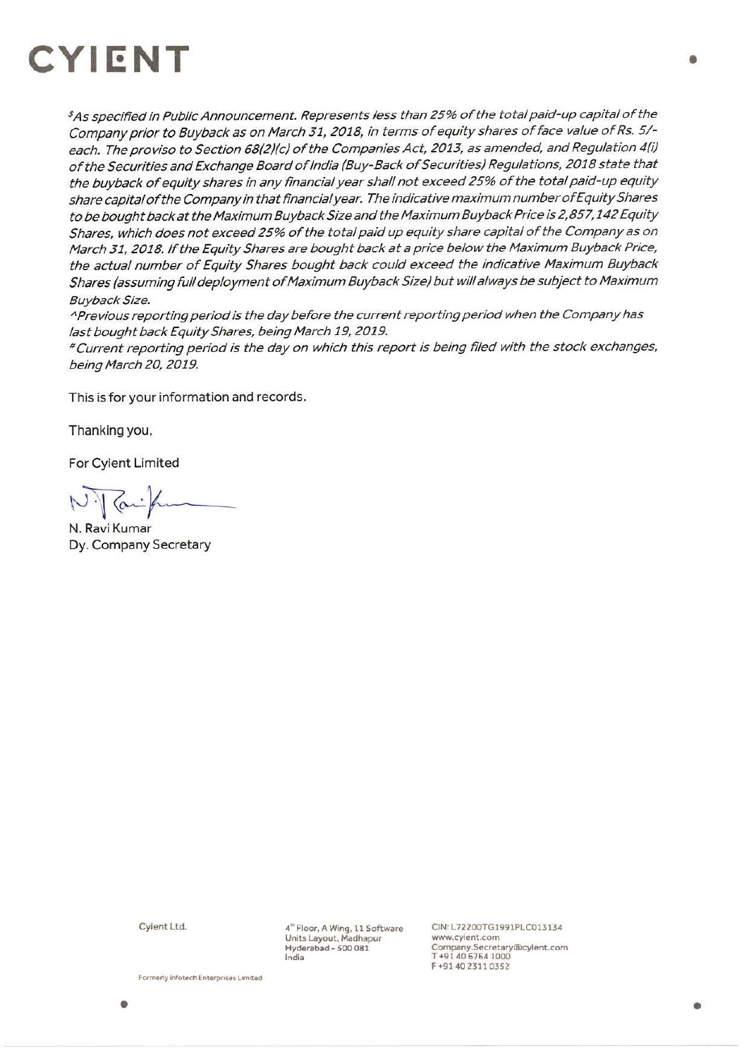# CYIENT

*$As specified in Public Announcement. Represents less than 25% of the total paid-up capital of the Company prior to Buyback as on March 31, 2018, in terms of equity shares of face value of Rs. 5/- each. The proviso to Section 68(2)(c) of the Companies Act, 2013, as amended, and Regulation 4(i) of the Securities and Exchange Board of India (Buy-Back of Securities) Regulations, 2018 state that the buyback of equity shares in any financial year shall not exceed 25% of the total paid-up equity share capital of the Company in that financial year. The indicative maximum number of Equity Shares to be bought back at the Maximum Buyback Size and the Maximum Buyback Price is 2,857,142 Equity Shares, which does not exceed 25% of the total paid up equity share capital of the Company as on March 31, 2018. If the Equity Shares are bought back at a price below the Maximum Buyback Price, the actual number of Equity Shares bought back could exceed the indicative Maximum Buyback Shares (assuming full deployment of Maximum Buyback Size) but will always be subject to Maximum Buyback Size.*

*^Previous reporting period is the day before the current reporting period when the Company has last bought back Equity Shares, being March 19, 2019.*

*#Current reporting period is the day on which this report is being filed with the stock exchanges, being March 20, 2019.*

This is for your information and records.

Thanking you,

For Cyient Limited

N. Ravi Kumar
Dy. Company Secretary

Cyient Ltd.

Formerly Infotech Enterprises Limited

4th Floor, A Wing, 11 Software Units Layout, Madhapur
Hyderabad - 500 081
India

CIN: L72200TG1991PLC013134
www.cyient.com
Company.Secretary@cyient.com
T +91 40 6764 1000
F +91 40 2311 0352